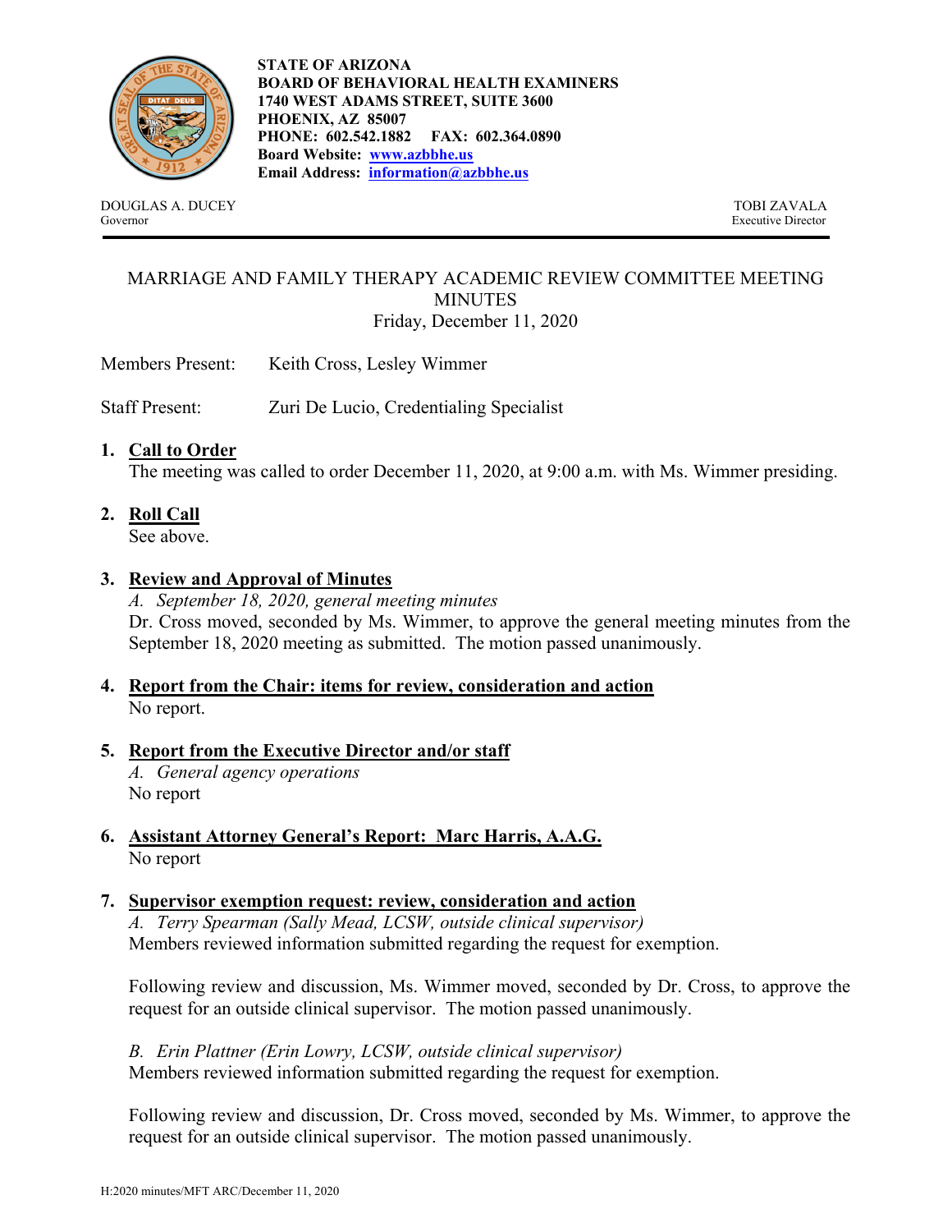**STATE OF ARIZONA**
**BOARD OF BEHAVIORAL HEALTH EXAMINERS**
**1740 WEST ADAMS STREET, SUITE 3600**
**PHOENIX, AZ 85007**
**PHONE: 602.542.1882 FAX: 602.364.0890**
**Board Website: [www.azbbhe.us](http://www.azbbhe.us)**
**Email Address: [information@azbbhe.us](mailto:information@azbbhe.us)**

DOUGLAS A. DUCEY
Governor

TOBI ZAVALA
Executive Director

# MARRIAGE AND FAMILY THERAPY ACADEMIC REVIEW COMMITTEE MEETING MINUTES

Friday, December 11, 2020

Members Present: Keith Cross, Lesley Wimmer

Staff Present: Zuri De Lucio, Credentialing Specialist

1. **Call to Order**
   The meeting was called to order December 11, 2020, at 9:00 a.m. with Ms. Wimmer presiding.

2. **Roll Call**
   See above.

3. **Review and Approval of Minutes**
   *A. September 18, 2020, general meeting minutes*
   Dr. Cross moved, seconded by Ms. Wimmer, to approve the general meeting minutes from the September 18, 2020 meeting as submitted. The motion passed unanimously.

4. **Report from the Chair: items for review, consideration and action**
   No report.

5. **Report from the Executive Director and/or staff**
   *A. General agency operations*
   No report

6. **Assistant Attorney General's Report: Marc Harris, A.A.G.**
   No report

7. **Supervisor exemption request: review, consideration and action**
   *A. Terry Spearman (Sally Mead, LCSW, outside clinical supervisor)*
   Members reviewed information submitted regarding the request for exemption.

   Following review and discussion, Ms. Wimmer moved, seconded by Dr. Cross, to approve the request for an outside clinical supervisor. The motion passed unanimously.

   *B. Erin Plattner (Erin Lowry, LCSW, outside clinical supervisor)*
   Members reviewed information submitted regarding the request for exemption.

   Following review and discussion, Dr. Cross moved, seconded by Ms. Wimmer, to approve the request for an outside clinical supervisor. The motion passed unanimously.

H:2020 minutes/MFT ARC/December 11, 2020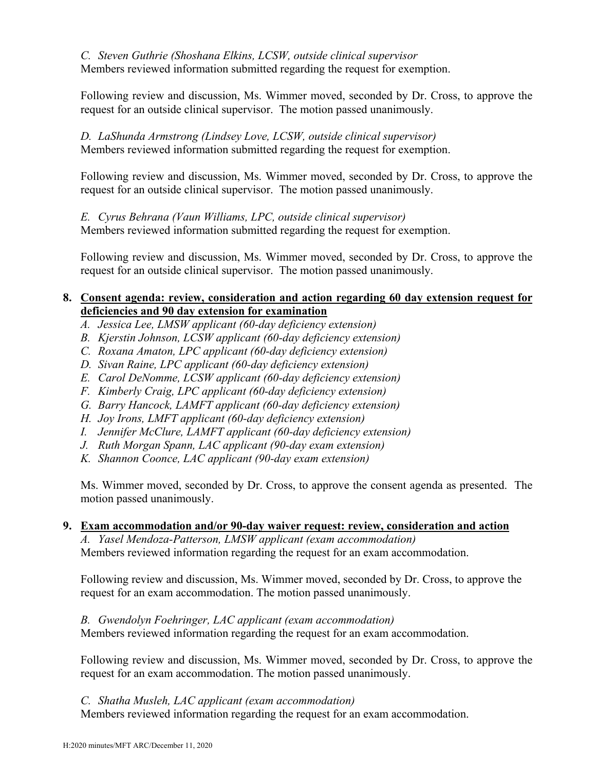*C. Steven Guthrie (Shoshana Elkins, LCSW, outside clinical supervisor*
Members reviewed information submitted regarding the request for exemption.

Following review and discussion, Ms. Wimmer moved, seconded by Dr. Cross, to approve the request for an outside clinical supervisor. The motion passed unanimously.

*D. LaShunda Armstrong (Lindsey Love, LCSW, outside clinical supervisor)*
Members reviewed information submitted regarding the request for exemption.

Following review and discussion, Ms. Wimmer moved, seconded by Dr. Cross, to approve the request for an outside clinical supervisor. The motion passed unanimously.

*E. Cyrus Behrana (Vaun Williams, LPC, outside clinical supervisor)*
Members reviewed information submitted regarding the request for exemption.

Following review and discussion, Ms. Wimmer moved, seconded by Dr. Cross, to approve the request for an outside clinical supervisor. The motion passed unanimously.

**8. <u>Consent agenda: review, consideration and action regarding 60 day extension request for deficiencies and 90 day extension for examination</u>**

*A. Jessica Lee, LMSW applicant (60-day deficiency extension)*
*B. Kjerstin Johnson, LCSW applicant (60-day deficiency extension)*
*C. Roxana Amaton, LPC applicant (60-day deficiency extension)*
*D. Sivan Raine, LPC applicant (60-day deficiency extension)*
*E. Carol DeNomme, LCSW applicant (60-day deficiency extension)*
*F. Kimberly Craig, LPC applicant (60-day deficiency extension)*
*G. Barry Hancock, LAMFT applicant (60-day deficiency extension)*
*H. Joy Irons, LMFT applicant (60-day deficiency extension)*
*I. Jennifer McClure, LAMFT applicant (60-day deficiency extension)*
*J. Ruth Morgan Spann, LAC applicant (90-day exam extension)*
*K. Shannon Coonce, LAC applicant (90-day exam extension)*

Ms. Wimmer moved, seconded by Dr. Cross, to approve the consent agenda as presented. The motion passed unanimously.

**9. <u>Exam accommodation and/or 90-day waiver request: review, consideration and action</u>**

*A. Yasel Mendoza-Patterson, LMSW applicant (exam accommodation)*
Members reviewed information regarding the request for an exam accommodation.

Following review and discussion, Ms. Wimmer moved, seconded by Dr. Cross, to approve the request for an exam accommodation. The motion passed unanimously.

*B. Gwendolyn Foehringer, LAC applicant (exam accommodation)*
Members reviewed information regarding the request for an exam accommodation.

Following review and discussion, Ms. Wimmer moved, seconded by Dr. Cross, to approve the request for an exam accommodation. The motion passed unanimously.

*C. Shatha Musleh, LAC applicant (exam accommodation)*
Members reviewed information regarding the request for an exam accommodation.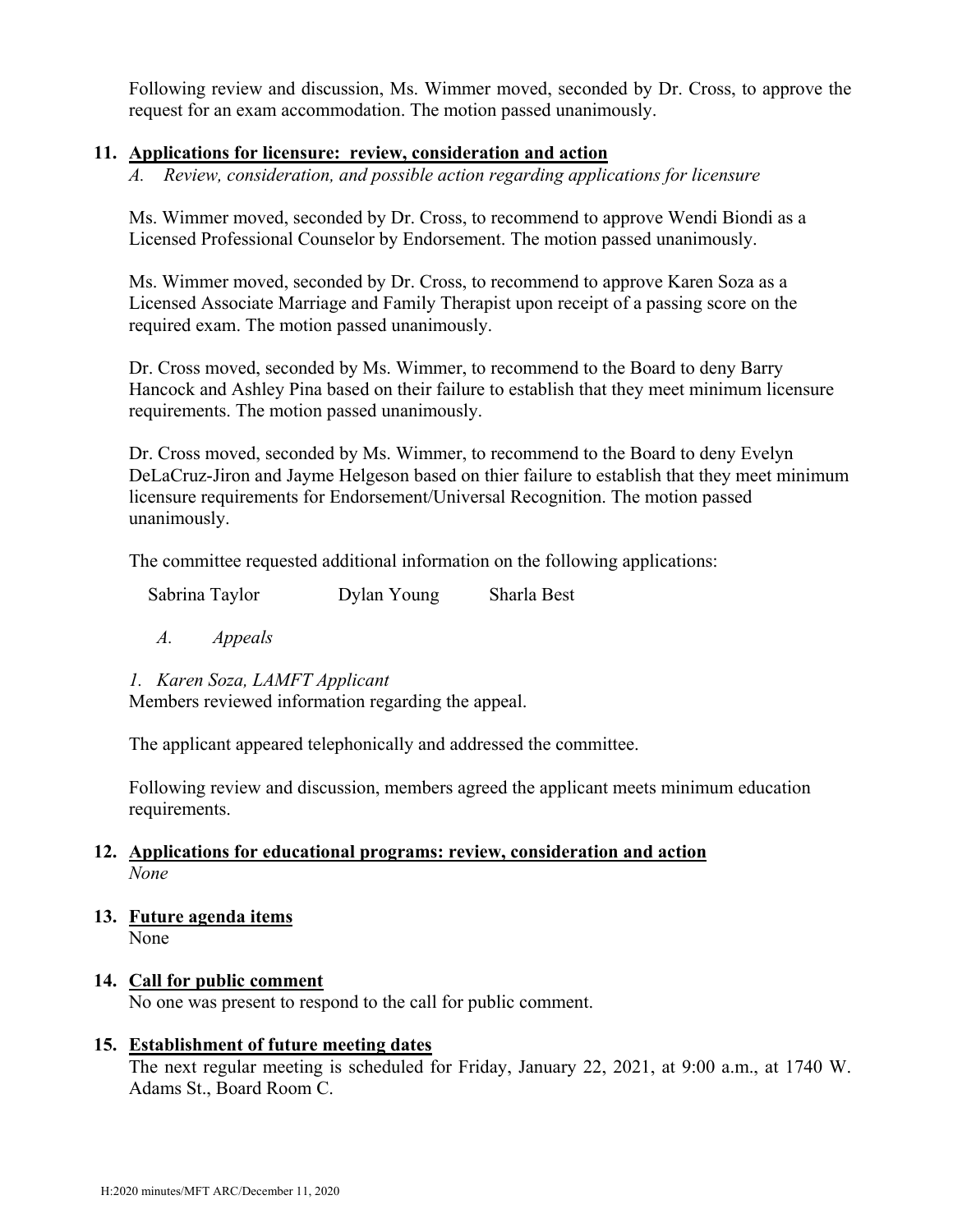Following review and discussion, Ms. Wimmer moved, seconded by Dr. Cross, to approve the request for an exam accommodation. The motion passed unanimously.

**11. Applications for licensure: review, consideration and action**

*A. Review, consideration, and possible action regarding applications for licensure*

Ms. Wimmer moved, seconded by Dr. Cross, to recommend to approve Wendi Biondi as a Licensed Professional Counselor by Endorsement. The motion passed unanimously.

Ms. Wimmer moved, seconded by Dr. Cross, to recommend to approve Karen Soza as a Licensed Associate Marriage and Family Therapist upon receipt of a passing score on the required exam. The motion passed unanimously.

Dr. Cross moved, seconded by Ms. Wimmer, to recommend to the Board to deny Barry Hancock and Ashley Pina based on their failure to establish that they meet minimum licensure requirements. The motion passed unanimously.

Dr. Cross moved, seconded by Ms. Wimmer, to recommend to the Board to deny Evelyn DeLaCruz-Jiron and Jayme Helgeson based on thier failure to establish that they meet minimum licensure requirements for Endorsement/Universal Recognition. The motion passed unanimously.

The committee requested additional information on the following applications:

Sabrina Taylor    Dylan Young    Sharla Best

*A. Appeals*

*1. Karen Soza, LAMFT Applicant*

Members reviewed information regarding the appeal.

The applicant appeared telephonically and addressed the committee.

Following review and discussion, members agreed the applicant meets minimum education requirements.

**12. Applications for educational programs: review, consideration and action**

*None*

**13. Future agenda items**

None

**14. Call for public comment**

No one was present to respond to the call for public comment.

**15. Establishment of future meeting dates**

The next regular meeting is scheduled for Friday, January 22, 2021, at 9:00 a.m., at 1740 W. Adams St., Board Room C.

H:2020 minutes/MFT ARC/December 11, 2020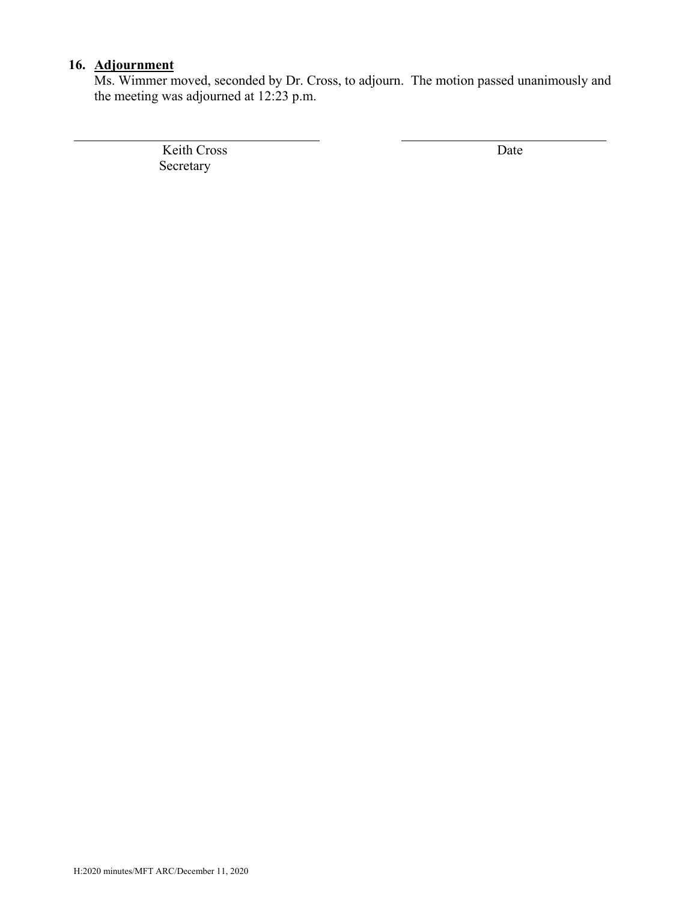16. **Adjournment**

Ms. Wimmer moved, seconded by Dr. Cross, to adjourn. The motion passed unanimously and the meeting was adjourned at 12:23 p.m.

\_\_\_\_\_\_\_\_\_\_\_\_\_\_\_\_\_\_\_\_\_\_\_\_\_\_\_\_\_\_\_\_\_\_\_\_\_\_\_\_ \_\_\_\_\_\_\_\_\_\_\_\_\_\_\_\_\_\_\_\_\_\_\_\_\_\_\_\_\_\_\_\_\_\_\_\_\_\_

Keith Cross
Secretary

Date

H:2020 minutes/MFT ARC/December 11, 2020